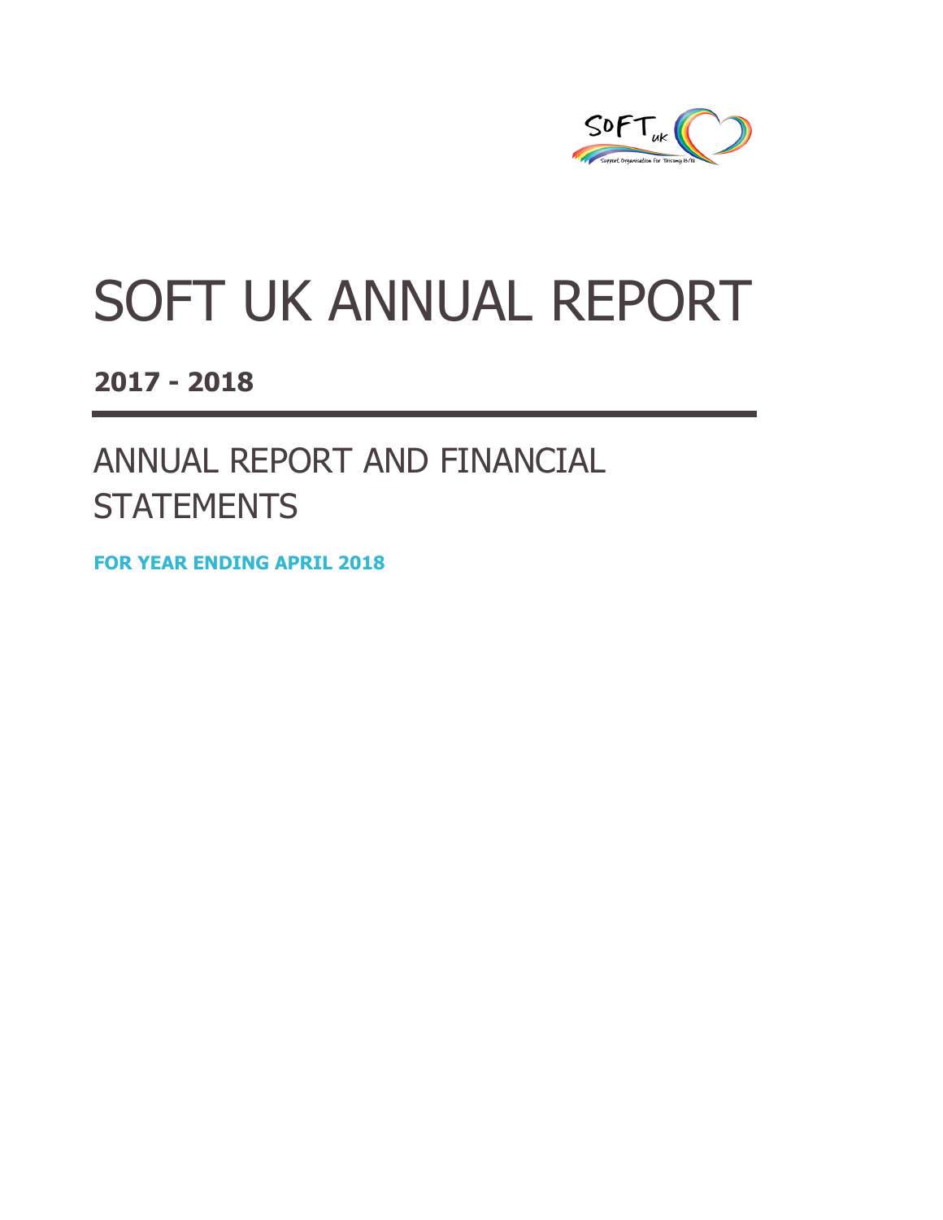# SOFT UK ANNUAL REPORT

**2017 - 2018**

## ANNUAL REPORT AND FINANCIAL STATEMENTS

**FOR YEAR ENDING APRIL 2018**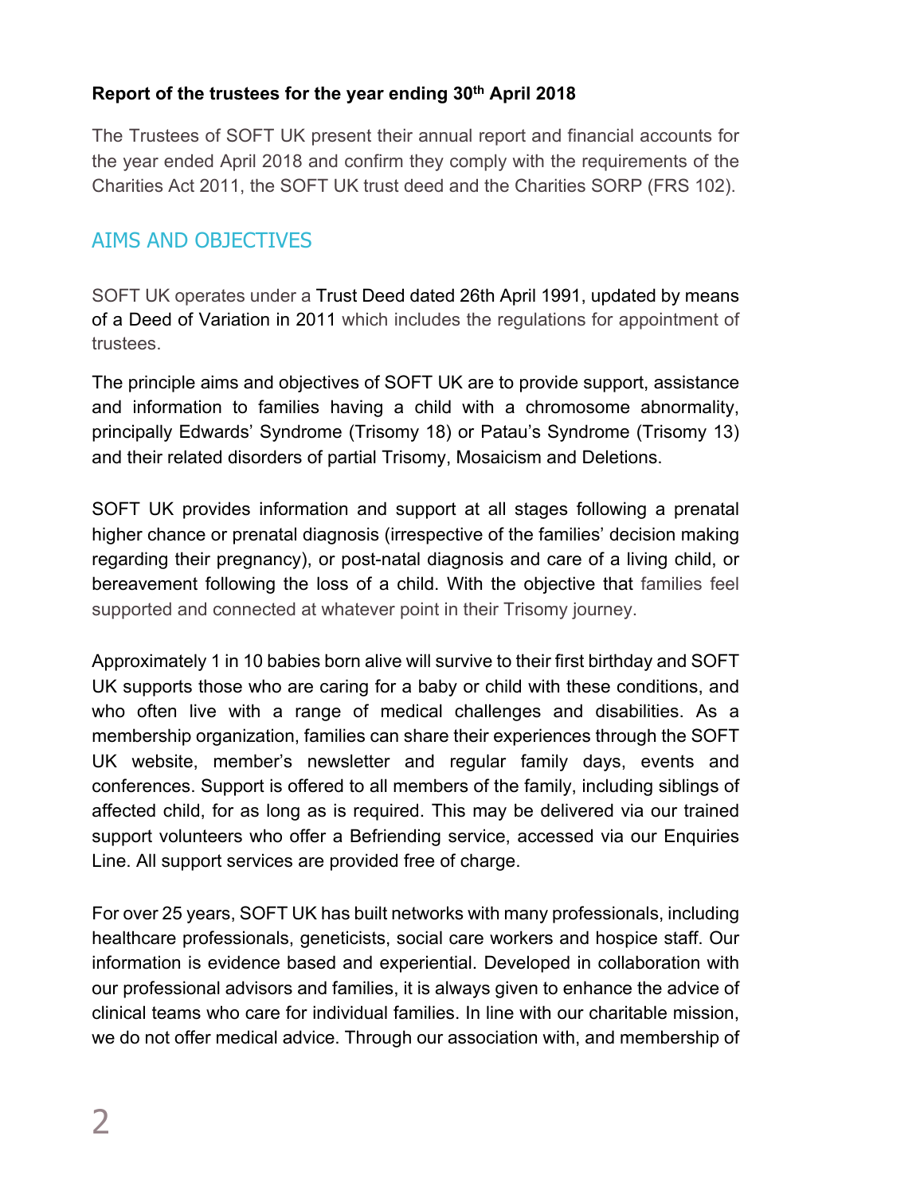**Report of the trustees for the year ending 30th April 2018**

The Trustees of SOFT UK present their annual report and financial accounts for the year ended April 2018 and confirm they comply with the requirements of the Charities Act 2011, the SOFT UK trust deed and the Charities SORP (FRS 102).

## AIMS AND OBJECTIVES

SOFT UK operates under a Trust Deed dated 26th April 1991, updated by means of a Deed of Variation in 2011 which includes the regulations for appointment of trustees.

The principle aims and objectives of SOFT UK are to provide support, assistance and information to families having a child with a chromosome abnormality, principally Edwards' Syndrome (Trisomy 18) or Patau's Syndrome (Trisomy 13) and their related disorders of partial Trisomy, Mosaicism and Deletions.

SOFT UK provides information and support at all stages following a prenatal higher chance or prenatal diagnosis (irrespective of the families' decision making regarding their pregnancy), or post-natal diagnosis and care of a living child, or bereavement following the loss of a child. With the objective that families feel supported and connected at whatever point in their Trisomy journey.

Approximately 1 in 10 babies born alive will survive to their first birthday and SOFT UK supports those who are caring for a baby or child with these conditions, and who often live with a range of medical challenges and disabilities. As a membership organization, families can share their experiences through the SOFT UK website, member's newsletter and regular family days, events and conferences. Support is offered to all members of the family, including siblings of affected child, for as long as is required. This may be delivered via our trained support volunteers who offer a Befriending service, accessed via our Enquiries Line. All support services are provided free of charge.

For over 25 years, SOFT UK has built networks with many professionals, including healthcare professionals, geneticists, social care workers and hospice staff. Our information is evidence based and experiential. Developed in collaboration with our professional advisors and families, it is always given to enhance the advice of clinical teams who care for individual families. In line with our charitable mission, we do not offer medical advice. Through our association with, and membership of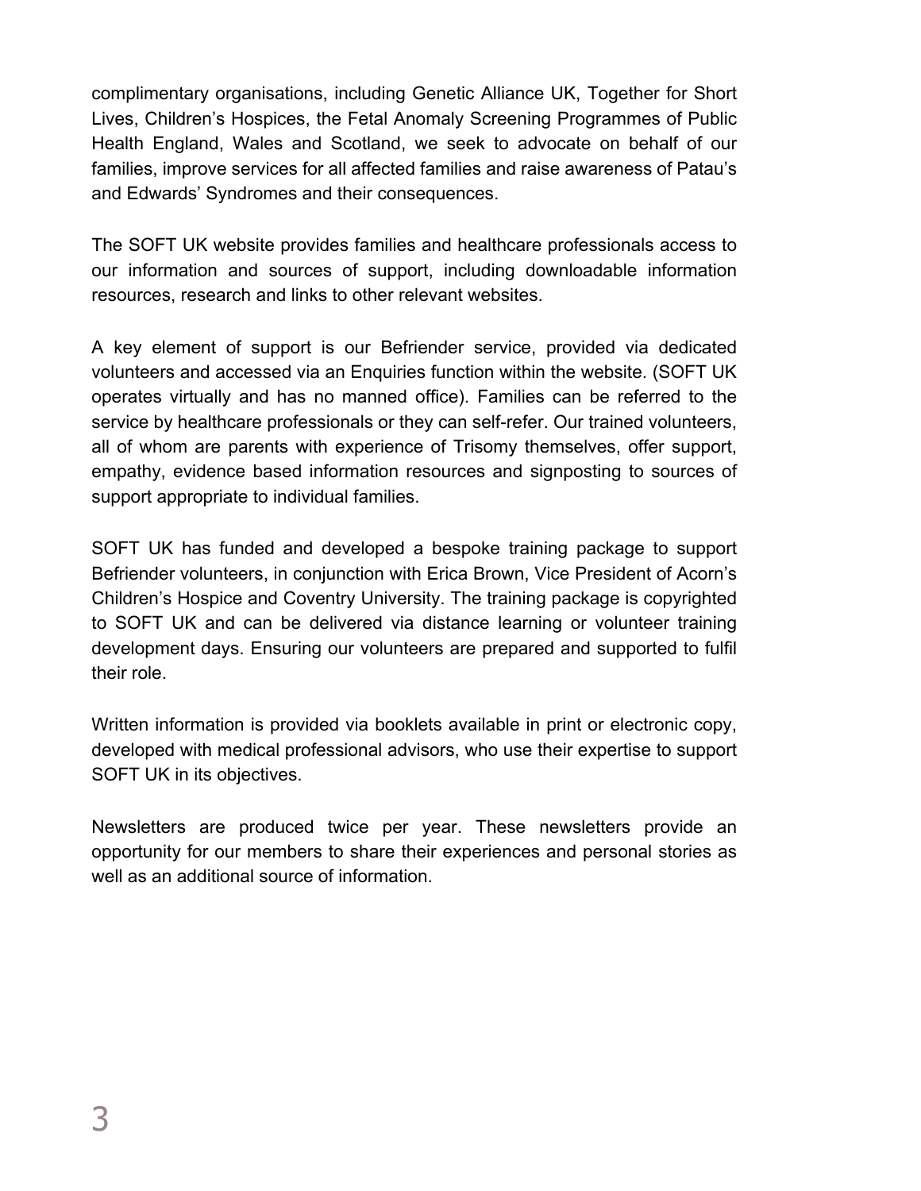complimentary organisations, including Genetic Alliance UK, Together for Short Lives, Children's Hospices, the Fetal Anomaly Screening Programmes of Public Health England, Wales and Scotland, we seek to advocate on behalf of our families, improve services for all affected families and raise awareness of Patau's and Edwards' Syndromes and their consequences.

The SOFT UK website provides families and healthcare professionals access to our information and sources of support, including downloadable information resources, research and links to other relevant websites.

A key element of support is our Befriender service, provided via dedicated volunteers and accessed via an Enquiries function within the website. (SOFT UK operates virtually and has no manned office). Families can be referred to the service by healthcare professionals or they can self-refer. Our trained volunteers, all of whom are parents with experience of Trisomy themselves, offer support, empathy, evidence based information resources and signposting to sources of support appropriate to individual families.

SOFT UK has funded and developed a bespoke training package to support Befriender volunteers, in conjunction with Erica Brown, Vice President of Acorn's Children's Hospice and Coventry University. The training package is copyrighted to SOFT UK and can be delivered via distance learning or volunteer training development days. Ensuring our volunteers are prepared and supported to fulfil their role.

Written information is provided via booklets available in print or electronic copy, developed with medical professional advisors, who use their expertise to support SOFT UK in its objectives.

Newsletters are produced twice per year. These newsletters provide an opportunity for our members to share their experiences and personal stories as well as an additional source of information.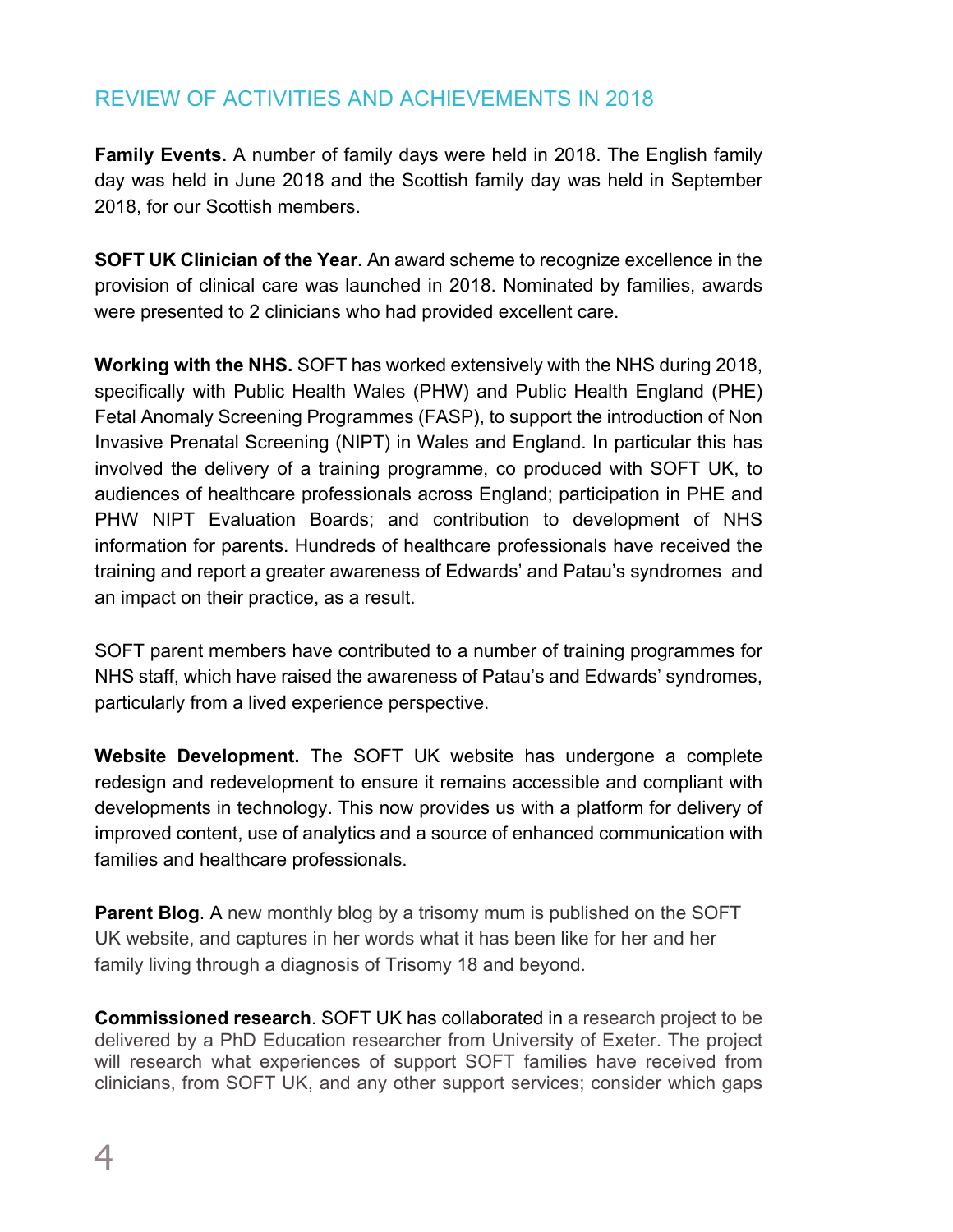## REVIEW OF ACTIVITIES AND ACHIEVEMENTS IN 2018

**Family Events.** A number of family days were held in 2018. The English family day was held in June 2018 and the Scottish family day was held in September 2018, for our Scottish members.

**SOFT UK Clinician of the Year.** An award scheme to recognize excellence in the provision of clinical care was launched in 2018. Nominated by families, awards were presented to 2 clinicians who had provided excellent care.

**Working with the NHS.** SOFT has worked extensively with the NHS during 2018, specifically with Public Health Wales (PHW) and Public Health England (PHE) Fetal Anomaly Screening Programmes (FASP), to support the introduction of Non Invasive Prenatal Screening (NIPT) in Wales and England. In particular this has involved the delivery of a training programme, co produced with SOFT UK, to audiences of healthcare professionals across England; participation in PHE and PHW NIPT Evaluation Boards; and contribution to development of NHS information for parents. Hundreds of healthcare professionals have received the training and report a greater awareness of Edwards' and Patau's syndromes and an impact on their practice, as a result.

SOFT parent members have contributed to a number of training programmes for NHS staff, which have raised the awareness of Patau's and Edwards' syndromes, particularly from a lived experience perspective.

**Website Development.** The SOFT UK website has undergone a complete redesign and redevelopment to ensure it remains accessible and compliant with developments in technology. This now provides us with a platform for delivery of improved content, use of analytics and a source of enhanced communication with families and healthcare professionals.

**Parent Blog**. A new monthly blog by a trisomy mum is published on the SOFT UK website, and captures in her words what it has been like for her and her family living through a diagnosis of Trisomy 18 and beyond.

**Commissioned research**. SOFT UK has collaborated in a research project to be delivered by a PhD Education researcher from University of Exeter. The project will research what experiences of support SOFT families have received from clinicians, from SOFT UK, and any other support services; consider which gaps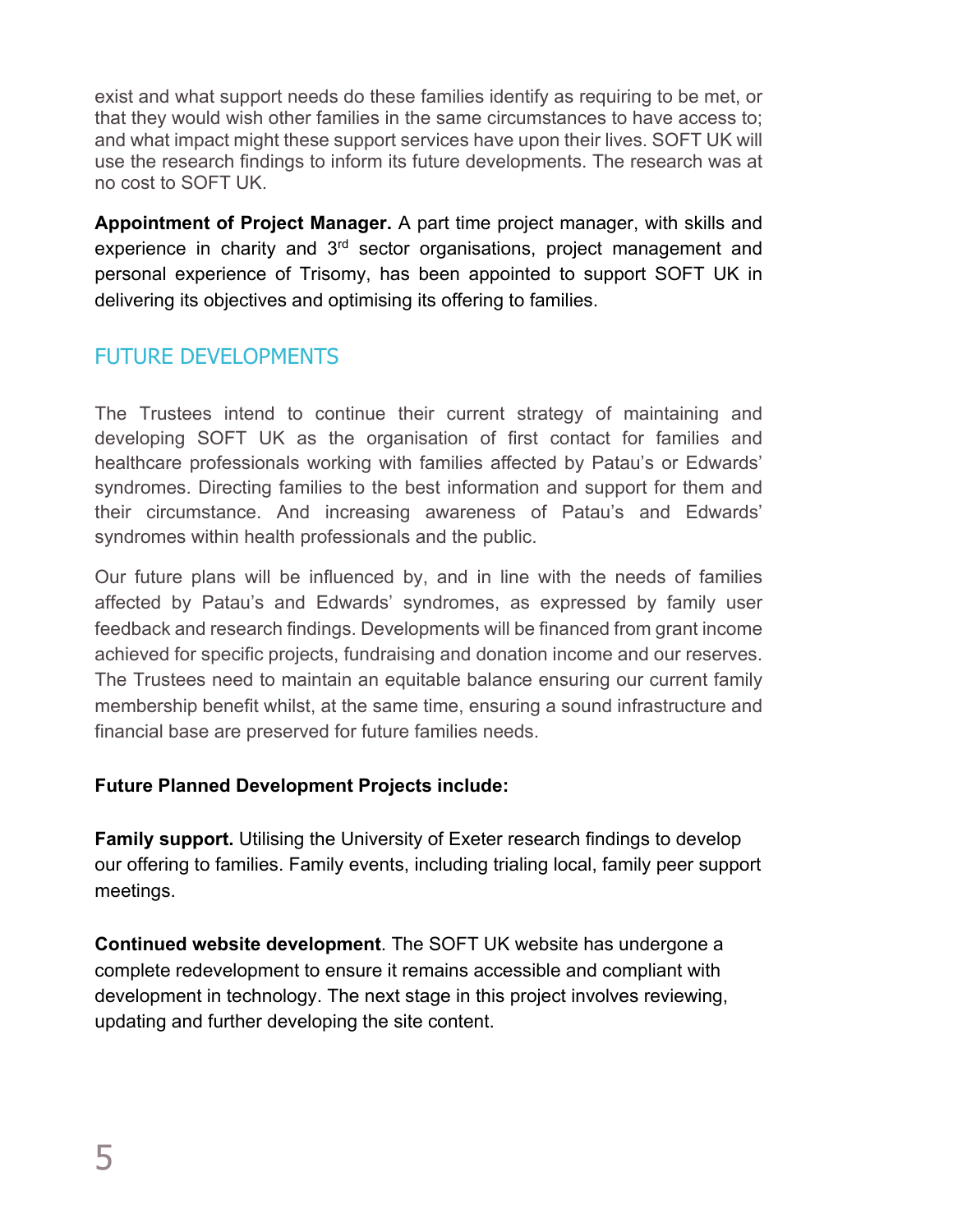exist and what support needs do these families identify as requiring to be met, or that they would wish other families in the same circumstances to have access to; and what impact might these support services have upon their lives. SOFT UK will use the research findings to inform its future developments. The research was at no cost to SOFT UK.

**Appointment of Project Manager.** A part time project manager, with skills and experience in charity and 3rd sector organisations, project management and personal experience of Trisomy, has been appointed to support SOFT UK in delivering its objectives and optimising its offering to families.

## FUTURE DEVELOPMENTS

The Trustees intend to continue their current strategy of maintaining and developing SOFT UK as the organisation of first contact for families and healthcare professionals working with families affected by Patau's or Edwards' syndromes. Directing families to the best information and support for them and their circumstance. And increasing awareness of Patau's and Edwards' syndromes within health professionals and the public.

Our future plans will be influenced by, and in line with the needs of families affected by Patau's and Edwards' syndromes, as expressed by family user feedback and research findings. Developments will be financed from grant income achieved for specific projects, fundraising and donation income and our reserves. The Trustees need to maintain an equitable balance ensuring our current family membership benefit whilst, at the same time, ensuring a sound infrastructure and financial base are preserved for future families needs.

**Future Planned Development Projects include:**

**Family support.** Utilising the University of Exeter research findings to develop our offering to families. Family events, including trialing local, family peer support meetings.

**Continued website development**. The SOFT UK website has undergone a complete redevelopment to ensure it remains accessible and compliant with development in technology. The next stage in this project involves reviewing, updating and further developing the site content.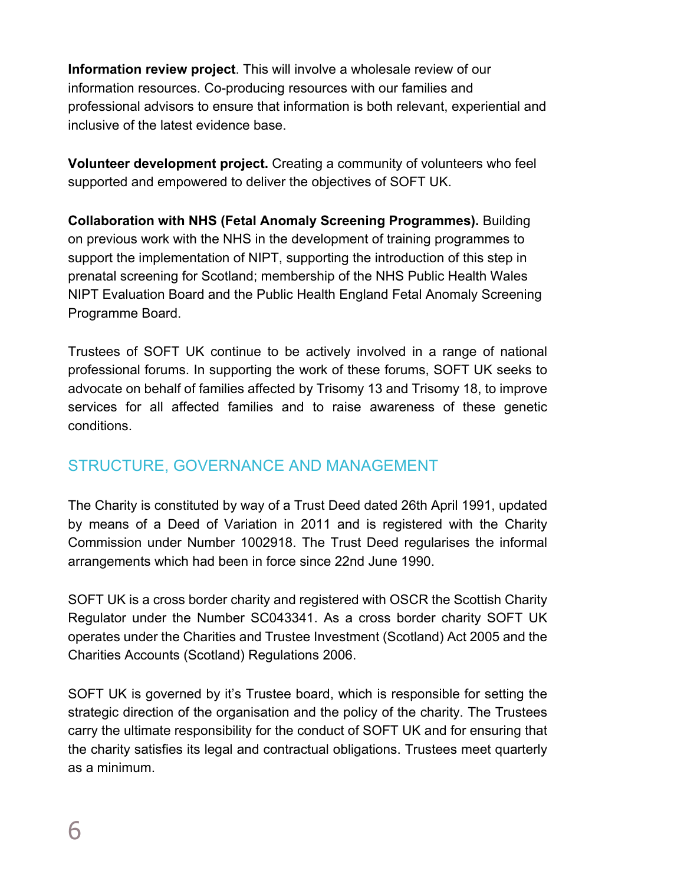**Information review project**. This will involve a wholesale review of our information resources. Co-producing resources with our families and professional advisors to ensure that information is both relevant, experiential and inclusive of the latest evidence base.

**Volunteer development project.** Creating a community of volunteers who feel supported and empowered to deliver the objectives of SOFT UK.

**Collaboration with NHS (Fetal Anomaly Screening Programmes).** Building on previous work with the NHS in the development of training programmes to support the implementation of NIPT, supporting the introduction of this step in prenatal screening for Scotland; membership of the NHS Public Health Wales NIPT Evaluation Board and the Public Health England Fetal Anomaly Screening Programme Board.

Trustees of SOFT UK continue to be actively involved in a range of national professional forums. In supporting the work of these forums, SOFT UK seeks to advocate on behalf of families affected by Trisomy 13 and Trisomy 18, to improve services for all affected families and to raise awareness of these genetic conditions.

## STRUCTURE, GOVERNANCE AND MANAGEMENT

The Charity is constituted by way of a Trust Deed dated 26th April 1991, updated by means of a Deed of Variation in 2011 and is registered with the Charity Commission under Number 1002918. The Trust Deed regularises the informal arrangements which had been in force since 22nd June 1990.

SOFT UK is a cross border charity and registered with OSCR the Scottish Charity Regulator under the Number SC043341. As a cross border charity SOFT UK operates under the Charities and Trustee Investment (Scotland) Act 2005 and the Charities Accounts (Scotland) Regulations 2006.

SOFT UK is governed by it's Trustee board, which is responsible for setting the strategic direction of the organisation and the policy of the charity. The Trustees carry the ultimate responsibility for the conduct of SOFT UK and for ensuring that the charity satisfies its legal and contractual obligations. Trustees meet quarterly as a minimum.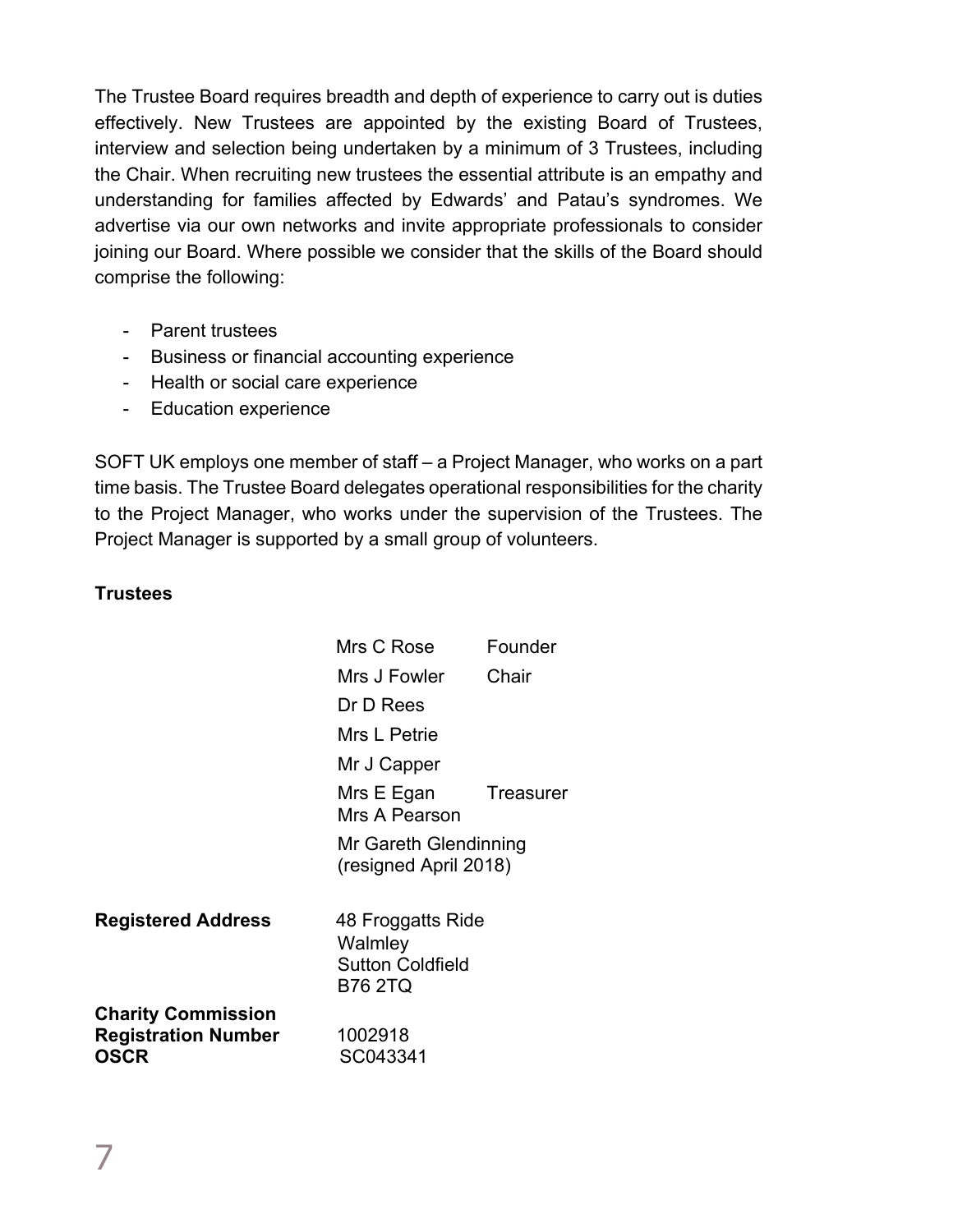The Trustee Board requires breadth and depth of experience to carry out is duties effectively. New Trustees are appointed by the existing Board of Trustees, interview and selection being undertaken by a minimum of 3 Trustees, including the Chair. When recruiting new trustees the essential attribute is an empathy and understanding for families affected by Edwards' and Patau's syndromes. We advertise via our own networks and invite appropriate professionals to consider joining our Board. Where possible we consider that the skills of the Board should comprise the following:

- Parent trustees
- Business or financial accounting experience
- Health or social care experience
- Education experience

SOFT UK employs one member of staff – a Project Manager, who works on a part time basis. The Trustee Board delegates operational responsibilities for the charity to the Project Manager, who works under the supervision of the Trustees. The Project Manager is supported by a small group of volunteers.

**Trustees**

| | |
|---|---|
| Mrs C Rose | Founder |
| Mrs J Fowler | Chair |
| Dr D Rees | |
| Mrs L Petrie | |
| Mr J Capper | |
| Mrs E Egan | Treasurer |
| Mrs A Pearson | |
| Mr Gareth Glendinning (resigned April 2018) | |

**Registered Address**

48 Froggatts Ride
Walmley
Sutton Coldfield
B76 2TQ

**Charity Commission Registration Number** 1002918

**OSCR** SC043341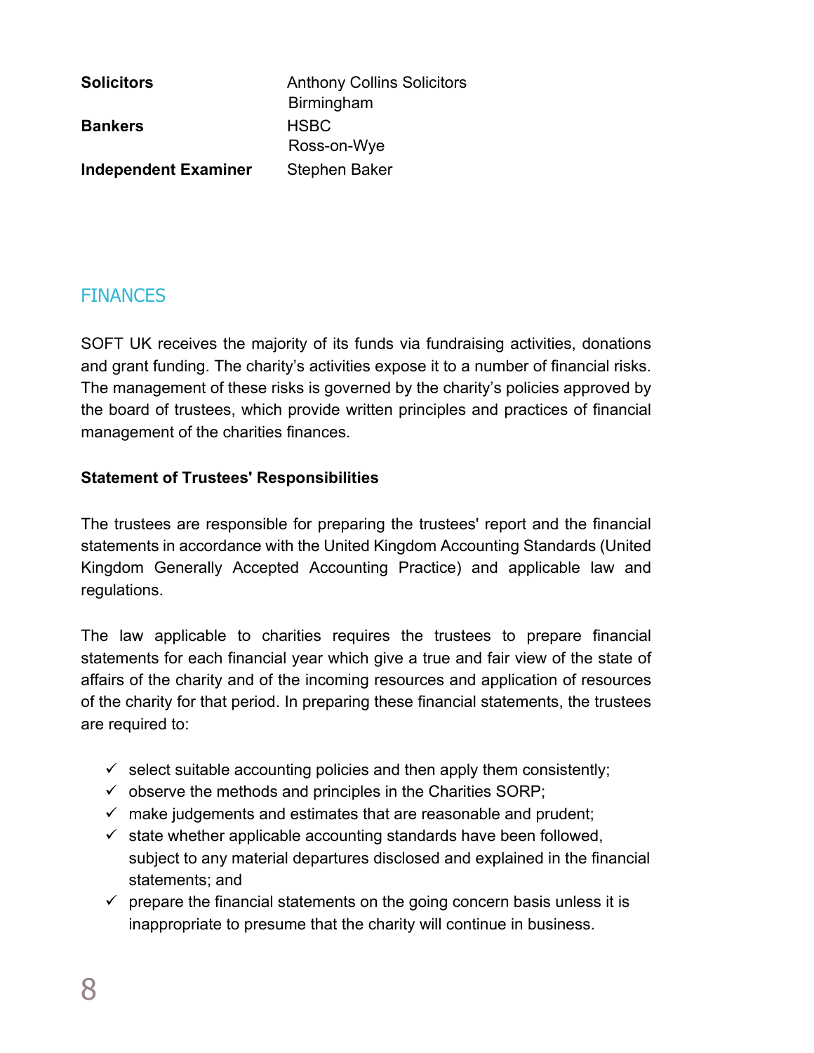| | |
|---|---|
| **Solicitors** | Anthony Collins Solicitors<br>Birmingham |
| **Bankers** | HSBC<br>Ross-on-Wye |
| **Independent Examiner** | Stephen Baker |

## FINANCES

SOFT UK receives the majority of its funds via fundraising activities, donations and grant funding. The charity's activities expose it to a number of financial risks. The management of these risks is governed by the charity's policies approved by the board of trustees, which provide written principles and practices of financial management of the charities finances.

**Statement of Trustees' Responsibilities**

The trustees are responsible for preparing the trustees' report and the financial statements in accordance with the United Kingdom Accounting Standards (United Kingdom Generally Accepted Accounting Practice) and applicable law and regulations.

The law applicable to charities requires the trustees to prepare financial statements for each financial year which give a true and fair view of the state of affairs of the charity and of the incoming resources and application of resources of the charity for that period. In preparing these financial statements, the trustees are required to:

- ✓ select suitable accounting policies and then apply them consistently;
- ✓ observe the methods and principles in the Charities SORP;
- ✓ make judgements and estimates that are reasonable and prudent;
- ✓ state whether applicable accounting standards have been followed, subject to any material departures disclosed and explained in the financial statements; and
- ✓ prepare the financial statements on the going concern basis unless it is inappropriate to presume that the charity will continue in business.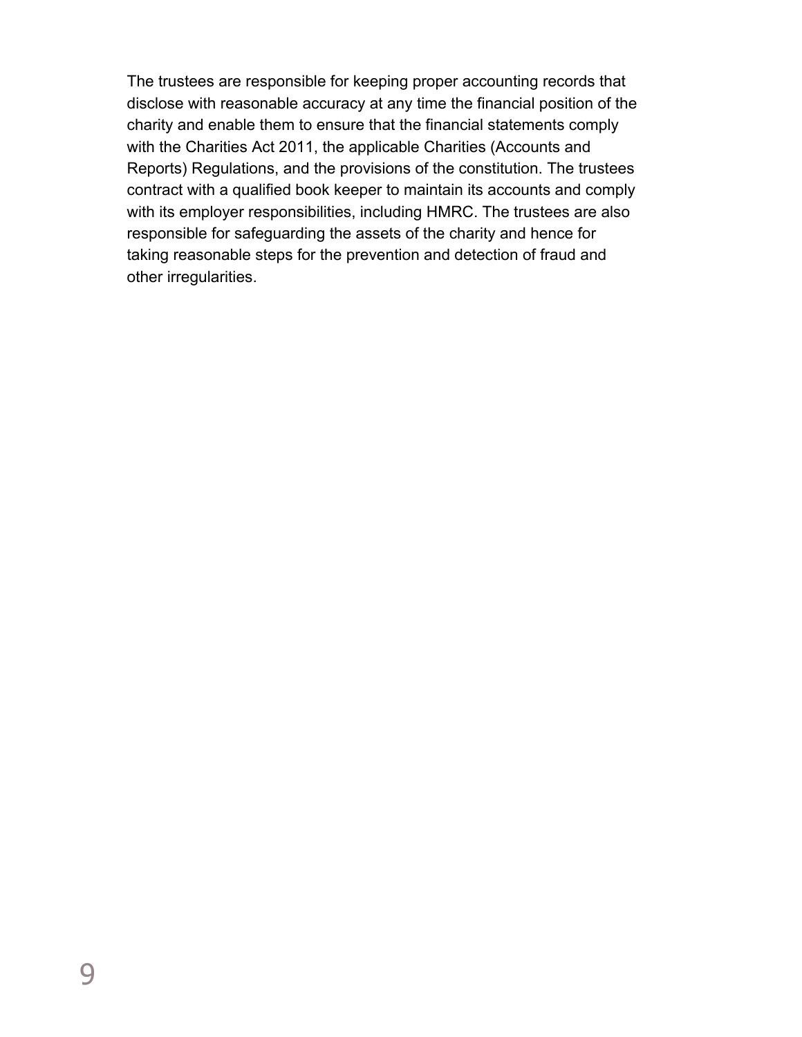The trustees are responsible for keeping proper accounting records that disclose with reasonable accuracy at any time the financial position of the charity and enable them to ensure that the financial statements comply with the Charities Act 2011, the applicable Charities (Accounts and Reports) Regulations, and the provisions of the constitution. The trustees contract with a qualified book keeper to maintain its accounts and comply with its employer responsibilities, including HMRC. The trustees are also responsible for safeguarding the assets of the charity and hence for taking reasonable steps for the prevention and detection of fraud and other irregularities.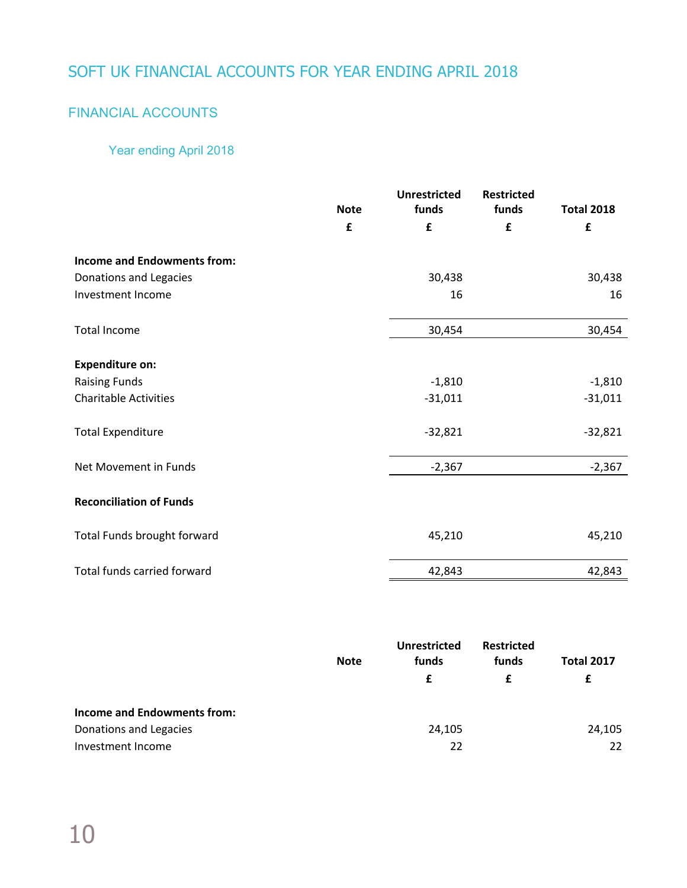# SOFT UK FINANCIAL ACCOUNTS FOR YEAR ENDING APRIL 2018

## FINANCIAL ACCOUNTS

### Year ending April 2018

| | Note | Unrestricted funds | Restricted funds | Total 2018 |
|---|---|---|---|---|
| | £ | £ | £ | £ |
| **Income and Endowments from:** | | | | |
| Donations and Legacies | | 30,438 | | 30,438 |
| Investment Income | | 16 | | 16 |
| Total Income | | 30,454 | | 30,454 |
| **Expenditure on:** | | | | |
| Raising Funds | | -1,810 | | -1,810 |
| Charitable Activities | | -31,011 | | -31,011 |
| Total Expenditure | | -32,821 | | -32,821 |
| Net Movement in Funds | | -2,367 | | -2,367 |
| **Reconciliation of Funds** | | | | |
| Total Funds brought forward | | 45,210 | | 45,210 |
| Total funds carried forward | | 42,843 | | 42,843 |

| | Note | Unrestricted funds | Restricted funds | Total 2017 |
|---|---|---|---|---|
| | | £ | £ | £ |
| **Income and Endowments from:** | | | | |
| Donations and Legacies | | 24,105 | | 24,105 |
| Investment Income | | 22 | | 22 |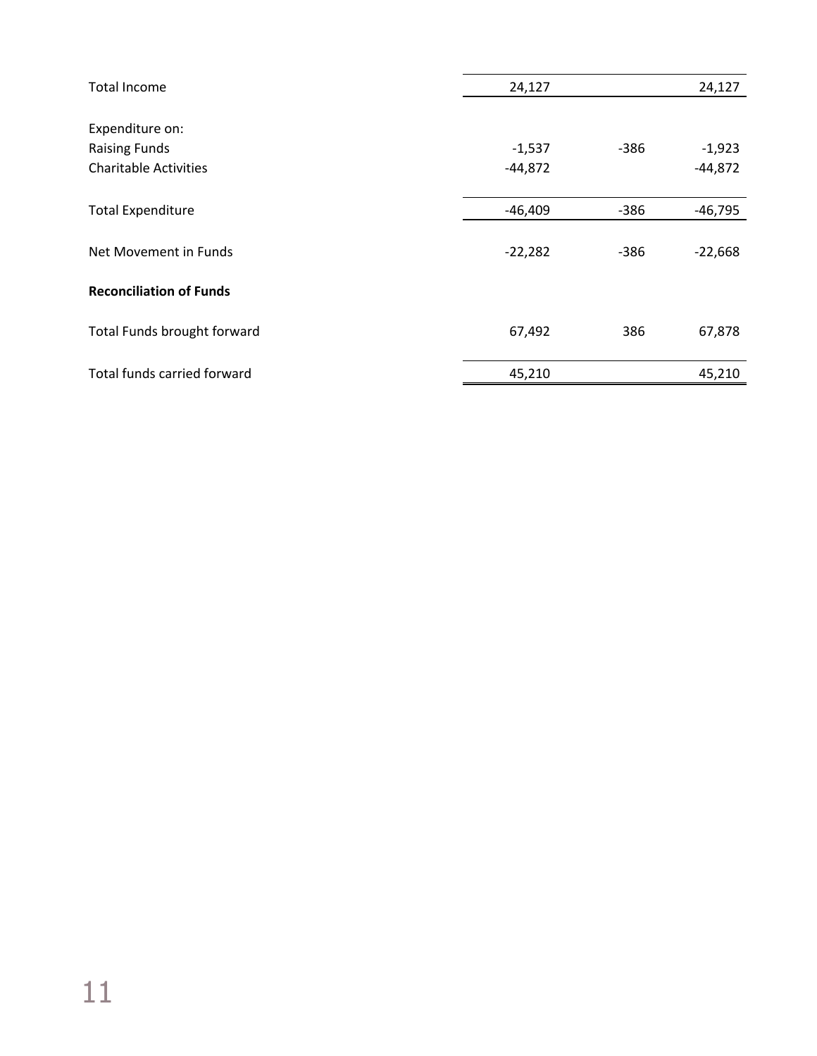| | | | |
|---|---|---|---|
| Total Income | 24,127 | | 24,127 |
| | | | |
| Expenditure on: | | | |
| Raising Funds | -1,537 | -386 | -1,923 |
| Charitable Activities | -44,872 | | -44,872 |
| | | | |
| Total Expenditure | -46,409 | -386 | -46,795 |
| | | | |
| Net Movement in Funds | -22,282 | -386 | -22,668 |
| | | | |
| **Reconciliation of Funds** | | | |
| | | | |
| Total Funds brought forward | 67,492 | 386 | 67,878 |
| | | | |
| Total funds carried forward | 45,210 | | 45,210 |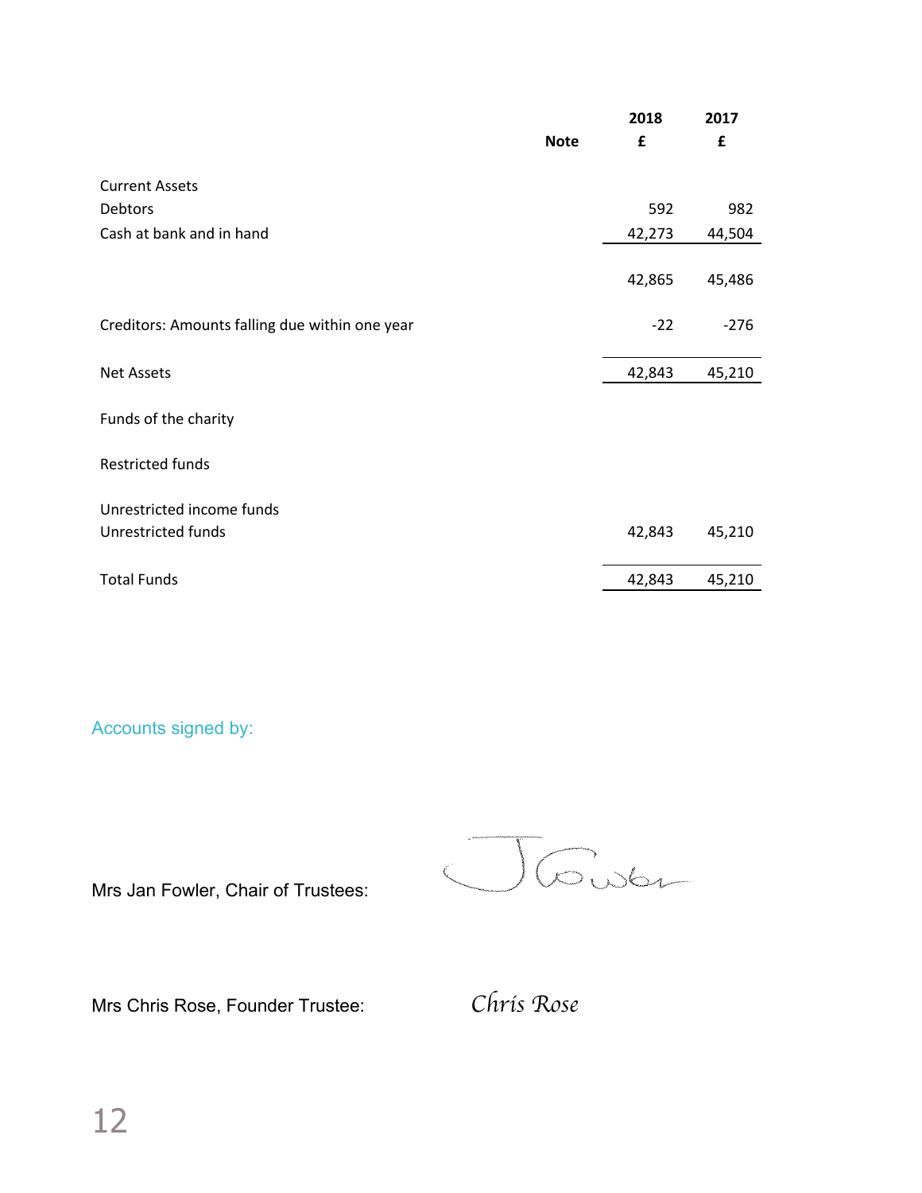| | Note | 2018 £ | 2017 £ |
|---|---|---|---|
| Current Assets | | | |
| Debtors | | 592 | 982 |
| Cash at bank and in hand | | 42,273 | 44,504 |
| | | 42,865 | 45,486 |
| Creditors: Amounts falling due within one year | | -22 | -276 |
| Net Assets | | 42,843 | 45,210 |
| Funds of the charity | | | |
| Restricted funds | | | |
| Unrestricted income funds | | | |
| Unrestricted funds | | 42,843 | 45,210 |
| Total Funds | | 42,843 | 45,210 |

Accounts signed by:

Mrs Jan Fowler, Chair of Trustees: J Fowler

Mrs Chris Rose, Founder Trustee: *Chris Rose*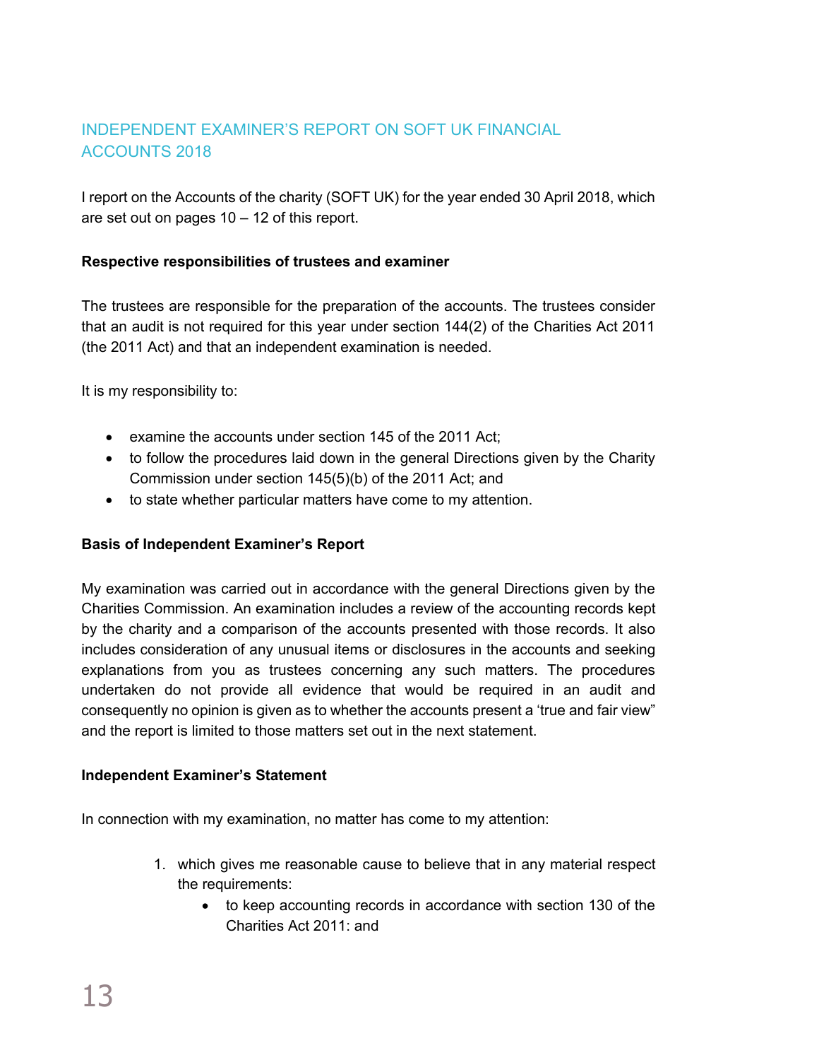## INDEPENDENT EXAMINER'S REPORT ON SOFT UK FINANCIAL ACCOUNTS 2018

I report on the Accounts of the charity (SOFT UK) for the year ended 30 April 2018, which are set out on pages 10 – 12 of this report.

**Respective responsibilities of trustees and examiner**

The trustees are responsible for the preparation of the accounts. The trustees consider that an audit is not required for this year under section 144(2) of the Charities Act 2011 (the 2011 Act) and that an independent examination is needed.

It is my responsibility to:

- examine the accounts under section 145 of the 2011 Act;
- to follow the procedures laid down in the general Directions given by the Charity Commission under section 145(5)(b) of the 2011 Act; and
- to state whether particular matters have come to my attention.

**Basis of Independent Examiner's Report**

My examination was carried out in accordance with the general Directions given by the Charities Commission. An examination includes a review of the accounting records kept by the charity and a comparison of the accounts presented with those records. It also includes consideration of any unusual items or disclosures in the accounts and seeking explanations from you as trustees concerning any such matters. The procedures undertaken do not provide all evidence that would be required in an audit and consequently no opinion is given as to whether the accounts present a 'true and fair view" and the report is limited to those matters set out in the next statement.

**Independent Examiner's Statement**

In connection with my examination, no matter has come to my attention:

1. which gives me reasonable cause to believe that in any material respect the requirements:
   - to keep accounting records in accordance with section 130 of the Charities Act 2011: and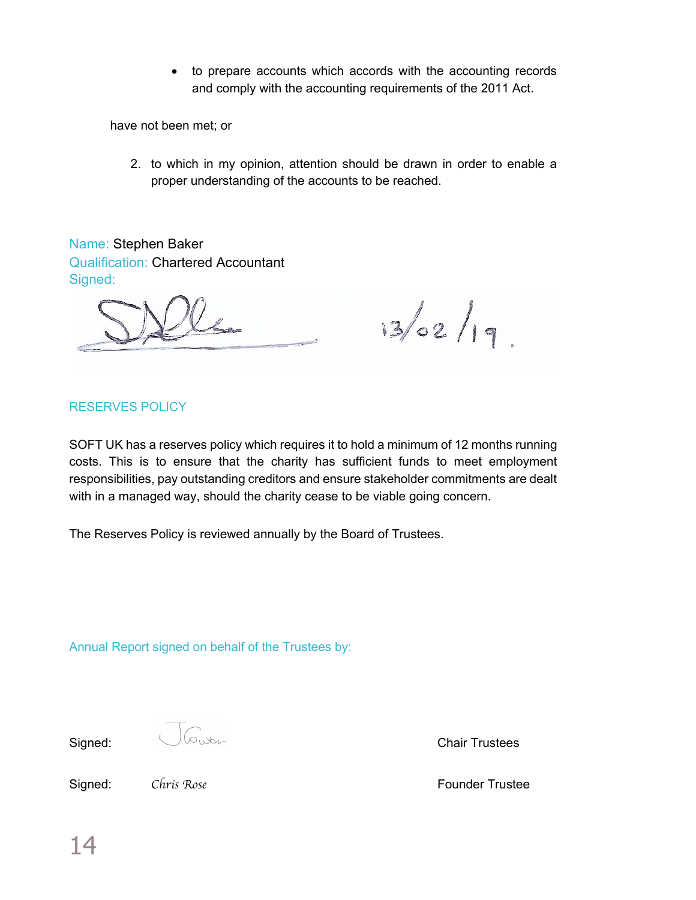- to prepare accounts which accords with the accounting records and comply with the accounting requirements of the 2011 Act.

have not been met; or

2. to which in my opinion, attention should be drawn in order to enable a proper understanding of the accounts to be reached.

Name: Stephen Baker
Qualification: Chartered Accountant
Signed:

13/02/19.

## RESERVES POLICY

SOFT UK has a reserves policy which requires it to hold a minimum of 12 months running costs. This is to ensure that the charity has sufficient funds to meet employment responsibilities, pay outstanding creditors and ensure stakeholder commitments are dealt with in a managed way, should the charity cease to be viable going concern.

The Reserves Policy is reviewed annually by the Board of Trustees.

Annual Report signed on behalf of the Trustees by:

Signed: J Gower — Chair Trustees

Signed: *Chris Rose* — Founder Trustee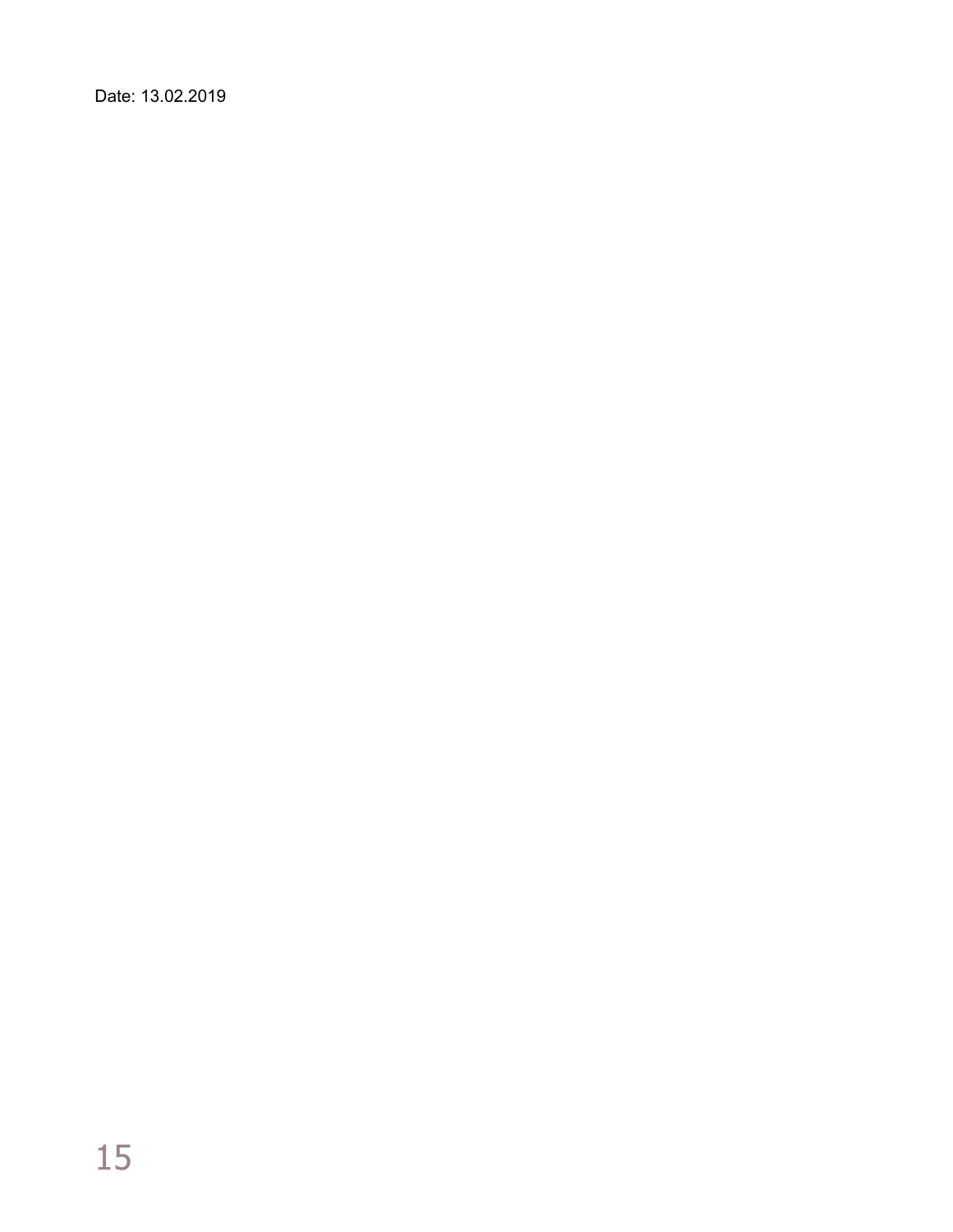Date: 13.02.2019